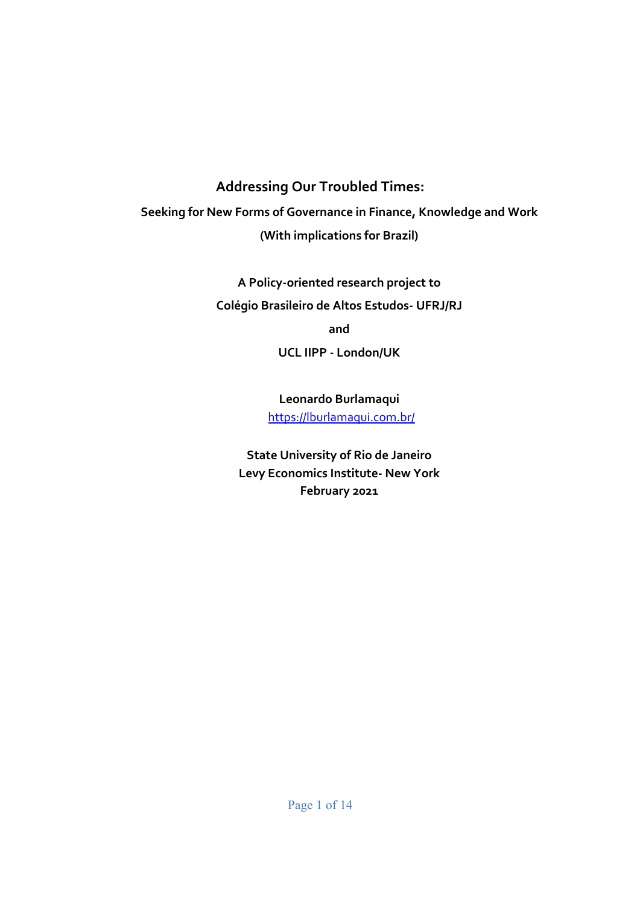# Addressing Our Troubled Times:

## Seeking for New Forms of Governance in Finance, Knowledge and Work

**(With implications for Brazil)**

**A Policy-oriented research project to**

**Colégio Brasileiro de Altos Estudos- UFRJ/RJ**

**and**

**UCL IIPP - London/UK**

**Leonardo Burlamaqui**

[https://lburlamaqui.com.br/](https://lburlamaqui.com.br/)

**State University of Rio de Janeiro**

**Levy Economics Institute- New York**

**February 2021**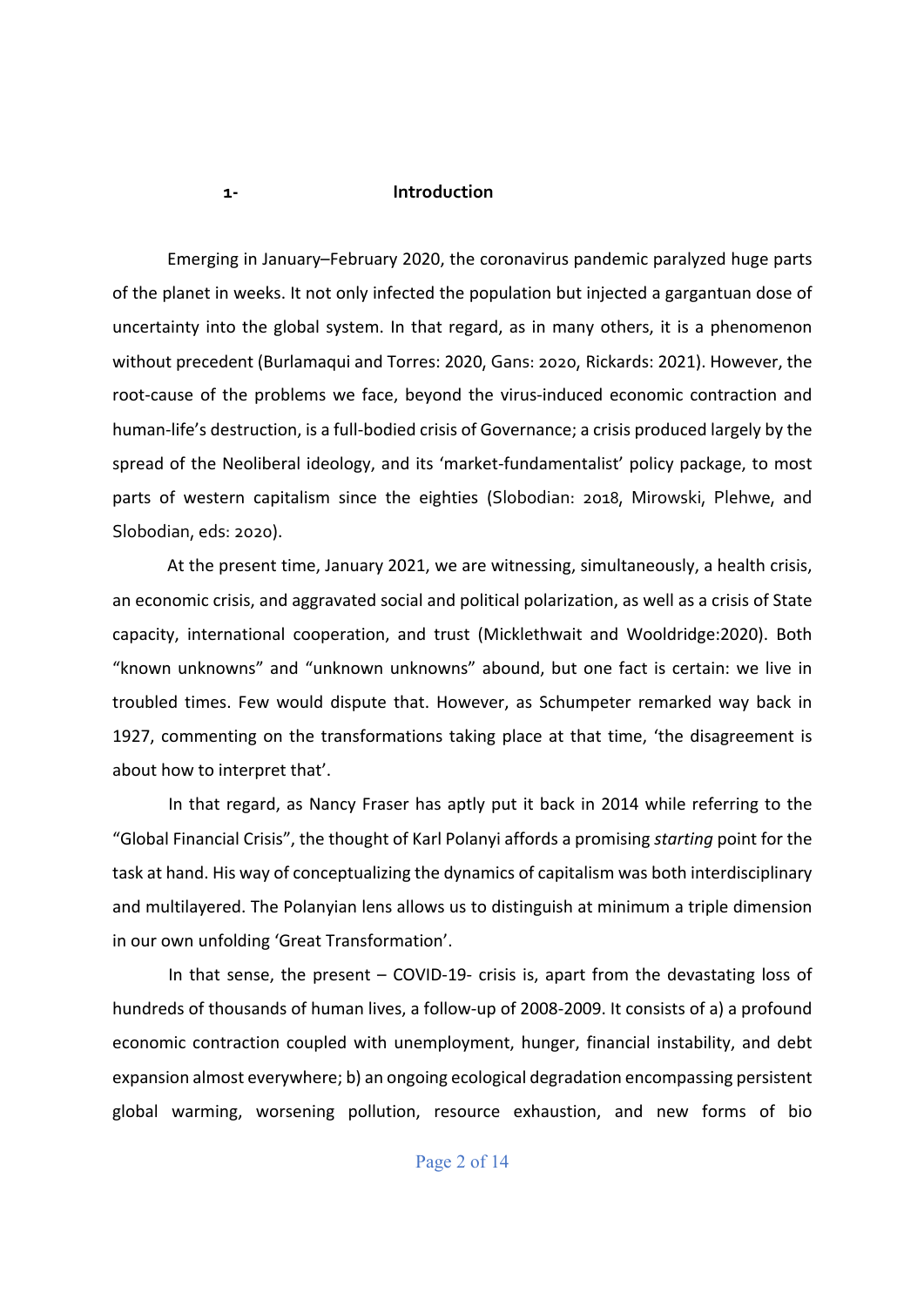## 1- Introduction

Emerging in January–February 2020, the coronavirus pandemic paralyzed huge parts of the planet in weeks. It not only infected the population but injected a gargantuan dose of uncertainty into the global system. In that regard, as in many others, it is a phenomenon without precedent (Burlamaqui and Torres: 2020, Gans: 2020, Rickards: 2021). However, the root-cause of the problems we face, beyond the virus-induced economic contraction and human-life's destruction, is a full-bodied crisis of Governance; a crisis produced largely by the spread of the Neoliberal ideology, and its 'market-fundamentalist' policy package, to most parts of western capitalism since the eighties (Slobodian: 2018, Mirowski, Plehwe, and Slobodian, eds: 2020).

At the present time, January 2021, we are witnessing, simultaneously, a health crisis, an economic crisis, and aggravated social and political polarization, as well as a crisis of State capacity, international cooperation, and trust (Micklethwait and Wooldridge:2020). Both "known unknowns" and "unknown unknowns" abound, but one fact is certain: we live in troubled times. Few would dispute that. However, as Schumpeter remarked way back in 1927, commenting on the transformations taking place at that time, 'the disagreement is about how to interpret that'.

In that regard, as Nancy Fraser has aptly put it back in 2014 while referring to the "Global Financial Crisis", the thought of Karl Polanyi affords a promising *starting* point for the task at hand. His way of conceptualizing the dynamics of capitalism was both interdisciplinary and multilayered. The Polanyian lens allows us to distinguish at minimum a triple dimension in our own unfolding 'Great Transformation'.

In that sense, the present – COVID-19- crisis is, apart from the devastating loss of hundreds of thousands of human lives, a follow-up of 2008-2009. It consists of a) a profound economic contraction coupled with unemployment, hunger, financial instability, and debt expansion almost everywhere; b) an ongoing ecological degradation encompassing persistent global warming, worsening pollution, resource exhaustion, and new forms of bio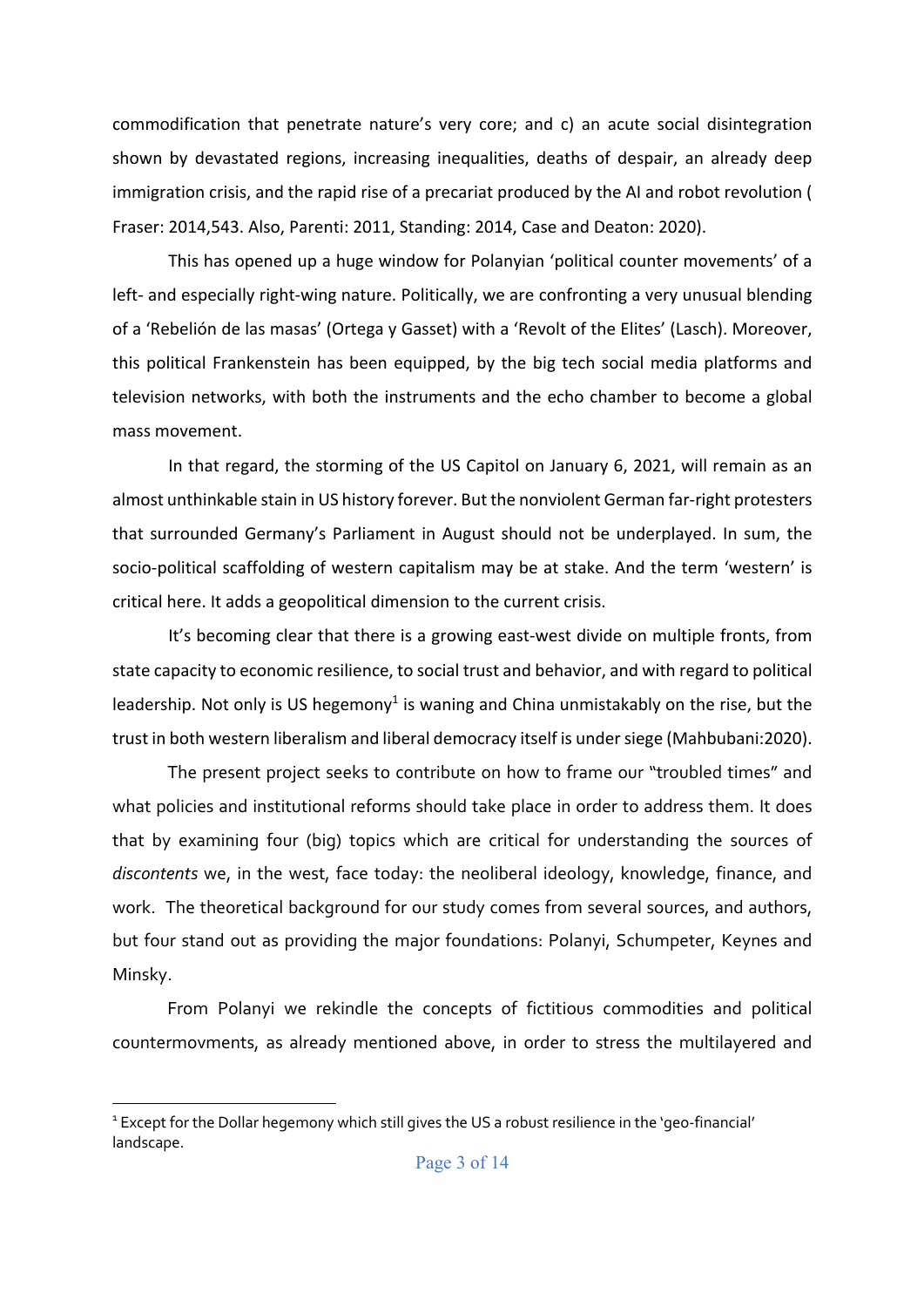commodification that penetrate nature's very core; and c) an acute social disintegration shown by devastated regions, increasing inequalities, deaths of despair, an already deep immigration crisis, and the rapid rise of a precariat produced by the AI and robot revolution ( Fraser: 2014,543. Also, Parenti: 2011, Standing: 2014, Case and Deaton: 2020).

This has opened up a huge window for Polanyian 'political counter movements' of a left- and especially right-wing nature. Politically, we are confronting a very unusual blending of a 'Rebelión de las masas' (Ortega y Gasset) with a 'Revolt of the Elites' (Lasch). Moreover, this political Frankenstein has been equipped, by the big tech social media platforms and television networks, with both the instruments and the echo chamber to become a global mass movement.

In that regard, the storming of the US Capitol on January 6, 2021, will remain as an almost unthinkable stain in US history forever. But the nonviolent German far-right protesters that surrounded Germany's Parliament in August should not be underplayed. In sum, the socio-political scaffolding of western capitalism may be at stake. And the term 'western' is critical here. It adds a geopolitical dimension to the current crisis.

It's becoming clear that there is a growing east-west divide on multiple fronts, from state capacity to economic resilience, to social trust and behavior, and with regard to political leadership. Not only is US hegemony[1] is waning and China unmistakably on the rise, but the trust in both western liberalism and liberal democracy itself is under siege (Mahbubani:2020).

The present project seeks to contribute on how to frame our "troubled times" and what policies and institutional reforms should take place in order to address them. It does that by examining four (big) topics which are critical for understanding the sources of *discontents* we, in the west, face today: the neoliberal ideology, knowledge, finance, and work. The theoretical background for our study comes from several sources, and authors, but four stand out as providing the major foundations: Polanyi, Schumpeter, Keynes and Minsky.

From Polanyi we rekindle the concepts of fictitious commodities and political countermovments, as already mentioned above, in order to stress the multilayered and

[1] Except for the Dollar hegemony which still gives the US a robust resilience in the 'geo-financial' landscape.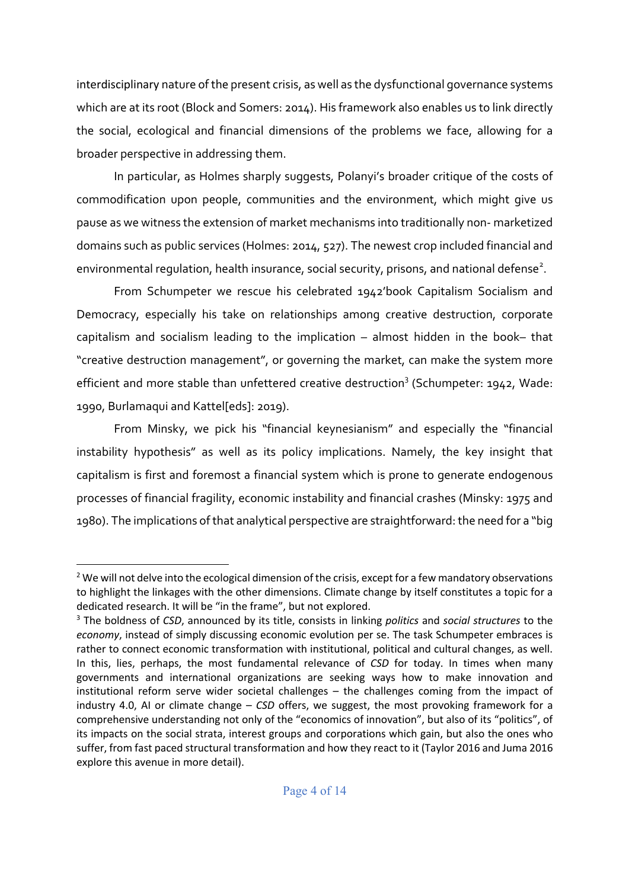interdisciplinary nature of the present crisis, as well as the dysfunctional governance systems which are at its root (Block and Somers: 2014). His framework also enables us to link directly the social, ecological and financial dimensions of the problems we face, allowing for a broader perspective in addressing them.

In particular, as Holmes sharply suggests, Polanyi's broader critique of the costs of commodification upon people, communities and the environment, which might give us pause as we witness the extension of market mechanisms into traditionally non- marketized domains such as public services (Holmes: 2014, 527). The newest crop included financial and environmental regulation, health insurance, social security, prisons, and national defense[2].

From Schumpeter we rescue his celebrated 1942'book Capitalism Socialism and Democracy, especially his take on relationships among creative destruction, corporate capitalism and socialism leading to the implication – almost hidden in the book– that "creative destruction management", or governing the market, can make the system more efficient and more stable than unfettered creative destruction[3] (Schumpeter: 1942, Wade: 1990, Burlamaqui and Kattel[eds]: 2019).

From Minsky, we pick his "financial keynesianism" and especially the "financial instability hypothesis" as well as its policy implications. Namely, the key insight that capitalism is first and foremost a financial system which is prone to generate endogenous processes of financial fragility, economic instability and financial crashes (Minsky: 1975 and 1980). The implications of that analytical perspective are straightforward: the need for a "big

---

[2] We will not delve into the ecological dimension of the crisis, except for a few mandatory observations to highlight the linkages with the other dimensions. Climate change by itself constitutes a topic for a dedicated research. It will be "in the frame", but not explored.

[3] The boldness of *CSD*, announced by its title, consists in linking *politics* and *social structures* to the *economy*, instead of simply discussing economic evolution per se. The task Schumpeter embraces is rather to connect economic transformation with institutional, political and cultural changes, as well. In this, lies, perhaps, the most fundamental relevance of *CSD* for today. In times when many governments and international organizations are seeking ways how to make innovation and institutional reform serve wider societal challenges – the challenges coming from the impact of industry 4.0, AI or climate change – *CSD* offers, we suggest, the most provoking framework for a comprehensive understanding not only of the "economics of innovation", but also of its "politics", of its impacts on the social strata, interest groups and corporations which gain, but also the ones who suffer, from fast paced structural transformation and how they react to it (Taylor 2016 and Juma 2016 explore this avenue in more detail).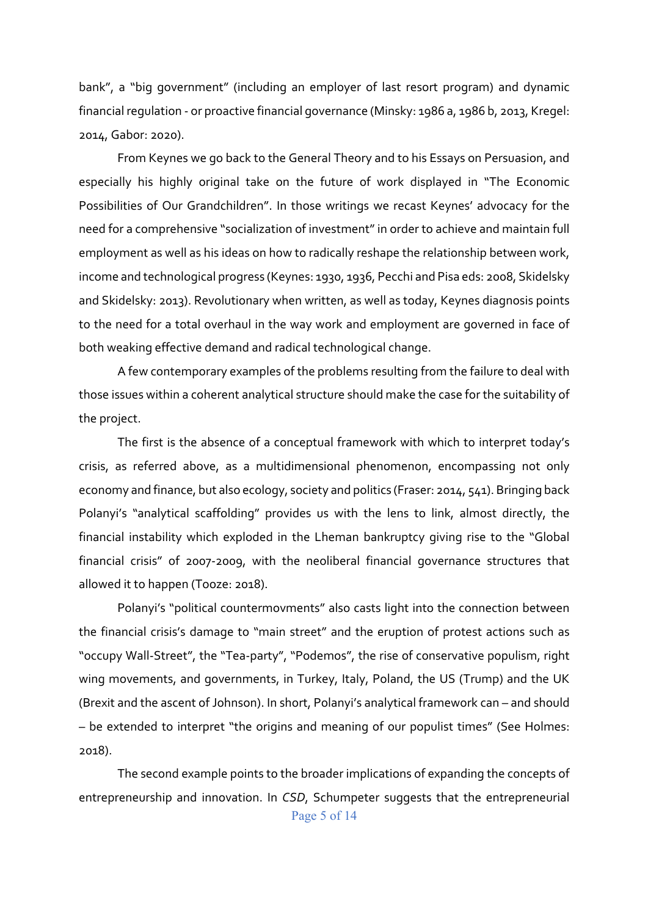bank", a "big government" (including an employer of last resort program) and dynamic financial regulation - or proactive financial governance (Minsky: 1986 a, 1986 b, 2013, Kregel: 2014, Gabor: 2020).

From Keynes we go back to the General Theory and to his Essays on Persuasion, and especially his highly original take on the future of work displayed in "The Economic Possibilities of Our Grandchildren". In those writings we recast Keynes' advocacy for the need for a comprehensive "socialization of investment" in order to achieve and maintain full employment as well as his ideas on how to radically reshape the relationship between work, income and technological progress (Keynes: 1930, 1936, Pecchi and Pisa eds: 2008, Skidelsky and Skidelsky: 2013). Revolutionary when written, as well as today, Keynes diagnosis points to the need for a total overhaul in the way work and employment are governed in face of both weaking effective demand and radical technological change.

A few contemporary examples of the problems resulting from the failure to deal with those issues within a coherent analytical structure should make the case for the suitability of the project.

The first is the absence of a conceptual framework with which to interpret today's crisis, as referred above, as a multidimensional phenomenon, encompassing not only economy and finance, but also ecology, society and politics (Fraser: 2014, 541). Bringing back Polanyi's "analytical scaffolding" provides us with the lens to link, almost directly, the financial instability which exploded in the Lheman bankruptcy giving rise to the "Global financial crisis" of 2007-2009, with the neoliberal financial governance structures that allowed it to happen (Tooze: 2018).

Polanyi's "political countermovments" also casts light into the connection between the financial crisis's damage to "main street" and the eruption of protest actions such as "occupy Wall-Street", the "Tea-party", "Podemos", the rise of conservative populism, right wing movements, and governments, in Turkey, Italy, Poland, the US (Trump) and the UK (Brexit and the ascent of Johnson). In short, Polanyi's analytical framework can – and should – be extended to interpret "the origins and meaning of our populist times" (See Holmes: 2018).

The second example points to the broader implications of expanding the concepts of entrepreneurship and innovation. In *CSD*, Schumpeter suggests that the entrepreneurial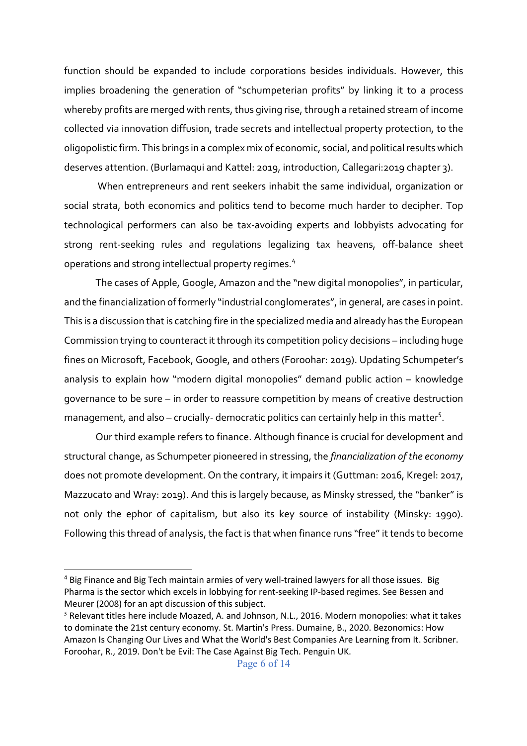function should be expanded to include corporations besides individuals. However, this implies broadening the generation of "schumpeterian profits" by linking it to a process whereby profits are merged with rents, thus giving rise, through a retained stream of income collected via innovation diffusion, trade secrets and intellectual property protection, to the oligopolistic firm. This brings in a complex mix of economic, social, and political results which deserves attention. (Burlamaqui and Kattel: 2019, introduction, Callegari:2019 chapter 3).

When entrepreneurs and rent seekers inhabit the same individual, organization or social strata, both economics and politics tend to become much harder to decipher. Top technological performers can also be tax-avoiding experts and lobbyists advocating for strong rent-seeking rules and regulations legalizing tax heavens, off-balance sheet operations and strong intellectual property regimes.[4]

The cases of Apple, Google, Amazon and the "new digital monopolies", in particular, and the financialization of formerly "industrial conglomerates", in general, are cases in point. This is a discussion that is catching fire in the specialized media and already has the European Commission trying to counteract it through its competition policy decisions – including huge fines on Microsoft, Facebook, Google, and others (Foroohar: 2019). Updating Schumpeter's analysis to explain how "modern digital monopolies" demand public action – knowledge governance to be sure – in order to reassure competition by means of creative destruction management, and also – crucially- democratic politics can certainly help in this matter[5].

Our third example refers to finance. Although finance is crucial for development and structural change, as Schumpeter pioneered in stressing, the *financialization of the economy* does not promote development. On the contrary, it impairs it (Guttman: 2016, Kregel: 2017, Mazzucato and Wray: 2019). And this is largely because, as Minsky stressed, the "banker" is not only the ephor of capitalism, but also its key source of instability (Minsky: 1990). Following this thread of analysis, the fact is that when finance runs "free" it tends to become

---

[4] Big Finance and Big Tech maintain armies of very well-trained lawyers for all those issues. Big Pharma is the sector which excels in lobbying for rent-seeking IP-based regimes. See Bessen and Meurer (2008) for an apt discussion of this subject.

[5] Relevant titles here include Moazed, A. and Johnson, N.L., 2016. Modern monopolies: what it takes to dominate the 21st century economy. St. Martin's Press. Dumaine, B., 2020. Bezonomics: How Amazon Is Changing Our Lives and What the World's Best Companies Are Learning from It. Scribner. Foroohar, R., 2019. Don't be Evil: The Case Against Big Tech. Penguin UK.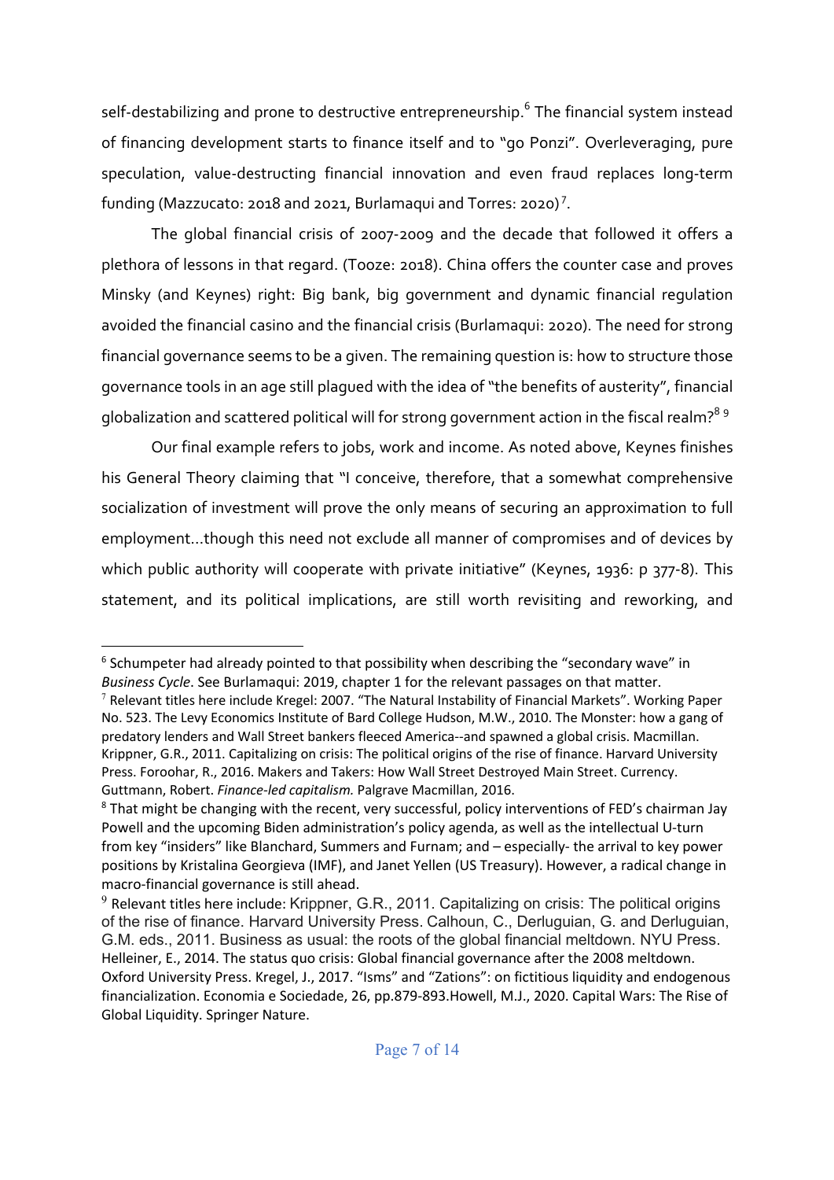self-destabilizing and prone to destructive entrepreneurship.[6] The financial system instead of financing development starts to finance itself and to "go Ponzi". Overleveraging, pure speculation, value-destructing financial innovation and even fraud replaces long-term funding (Mazzucato: 2018 and 2021, Burlamaqui and Torres: 2020)[7].

The global financial crisis of 2007-2009 and the decade that followed it offers a plethora of lessons in that regard. (Tooze: 2018). China offers the counter case and proves Minsky (and Keynes) right: Big bank, big government and dynamic financial regulation avoided the financial casino and the financial crisis (Burlamaqui: 2020). The need for strong financial governance seems to be a given. The remaining question is: how to structure those governance tools in an age still plagued with the idea of "the benefits of austerity", financial globalization and scattered political will for strong government action in the fiscal realm?[8] [9]

Our final example refers to jobs, work and income. As noted above, Keynes finishes his General Theory claiming that "I conceive, therefore, that a somewhat comprehensive socialization of investment will prove the only means of securing an approximation to full employment...though this need not exclude all manner of compromises and of devices by which public authority will cooperate with private initiative" (Keynes, 1936: p 377-8). This statement, and its political implications, are still worth revisiting and reworking, and

---

[6] Schumpeter had already pointed to that possibility when describing the "secondary wave" in *Business Cycle*. See Burlamaqui: 2019, chapter 1 for the relevant passages on that matter.

[7] Relevant titles here include Kregel: 2007. "The Natural Instability of Financial Markets". Working Paper No. 523. The Levy Economics Institute of Bard College Hudson, M.W., 2010. The Monster: how a gang of predatory lenders and Wall Street bankers fleeced America--and spawned a global crisis. Macmillan. Krippner, G.R., 2011. Capitalizing on crisis: The political origins of the rise of finance. Harvard University Press. Foroohar, R., 2016. Makers and Takers: How Wall Street Destroyed Main Street. Currency. Guttmann, Robert. *Finance-led capitalism.* Palgrave Macmillan, 2016.

[8] That might be changing with the recent, very successful, policy interventions of FED's chairman Jay Powell and the upcoming Biden administration's policy agenda, as well as the intellectual U-turn from key "insiders" like Blanchard, Summers and Furnam; and – especially- the arrival to key power positions by Kristalina Georgieva (IMF), and Janet Yellen (US Treasury). However, a radical change in macro-financial governance is still ahead.

[9] Relevant titles here include: Krippner, G.R., 2011. Capitalizing on crisis: The political origins of the rise of finance. Harvard University Press. Calhoun, C., Derluguian, G. and Derluguian, G.M. eds., 2011. Business as usual: the roots of the global financial meltdown. NYU Press. Helleiner, E., 2014. The status quo crisis: Global financial governance after the 2008 meltdown. Oxford University Press. Kregel, J., 2017. "Isms" and "Zations": on fictitious liquidity and endogenous financialization. Economia e Sociedade, 26, pp.879-893.Howell, M.J., 2020. Capital Wars: The Rise of Global Liquidity. Springer Nature.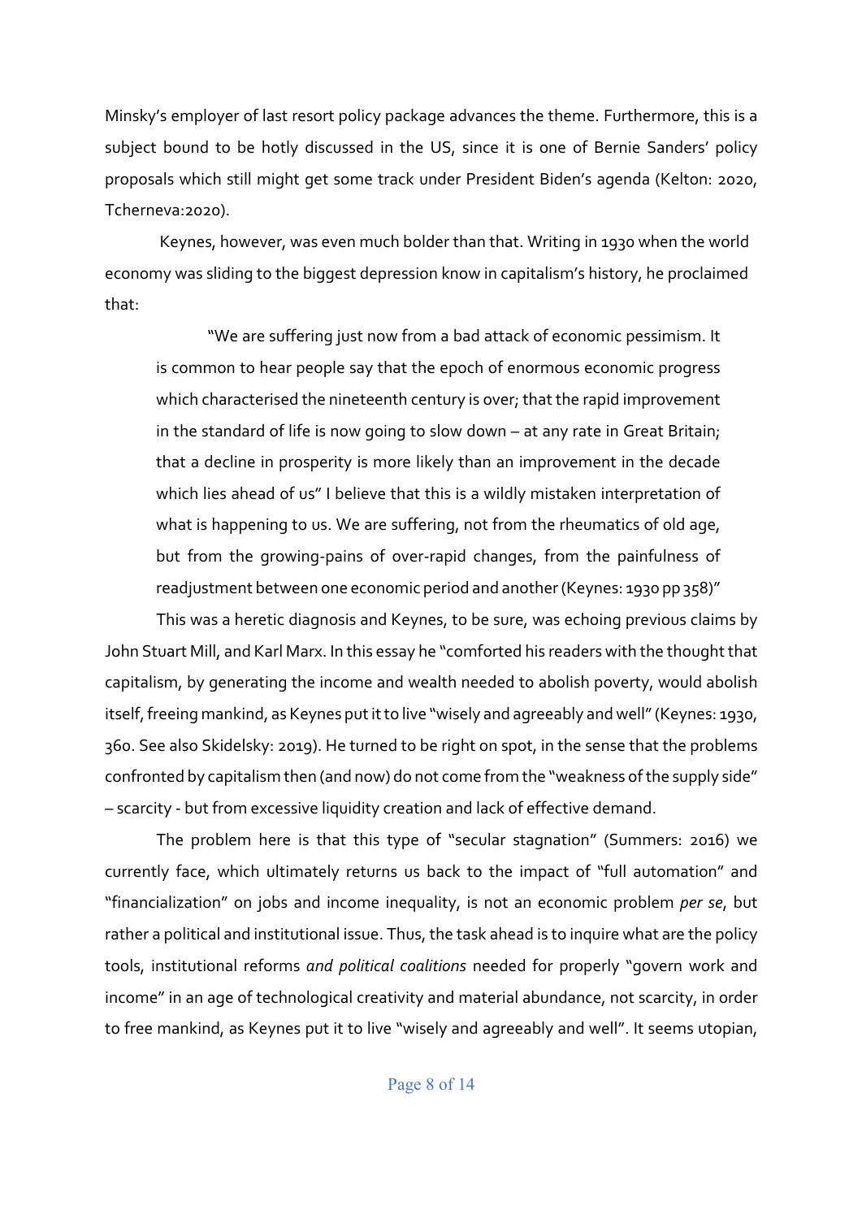Minsky's employer of last resort policy package advances the theme. Furthermore, this is a subject bound to be hotly discussed in the US, since it is one of Bernie Sanders' policy proposals which still might get some track under President Biden's agenda (Kelton: 2020, Tcherneva:2020).

Keynes, however, was even much bolder than that. Writing in 1930 when the world economy was sliding to the biggest depression know in capitalism's history, he proclaimed that:

> "We are suffering just now from a bad attack of economic pessimism. It is common to hear people say that the epoch of enormous economic progress which characterised the nineteenth century is over; that the rapid improvement in the standard of life is now going to slow down – at any rate in Great Britain; that a decline in prosperity is more likely than an improvement in the decade which lies ahead of us" I believe that this is a wildly mistaken interpretation of what is happening to us. We are suffering, not from the rheumatics of old age, but from the growing-pains of over-rapid changes, from the painfulness of readjustment between one economic period and another (Keynes: 1930 pp 358)"

This was a heretic diagnosis and Keynes, to be sure, was echoing previous claims by John Stuart Mill, and Karl Marx. In this essay he "comforted his readers with the thought that capitalism, by generating the income and wealth needed to abolish poverty, would abolish itself, freeing mankind, as Keynes put it to live "wisely and agreeably and well" (Keynes: 1930, 360. See also Skidelsky: 2019). He turned to be right on spot, in the sense that the problems confronted by capitalism then (and now) do not come from the "weakness of the supply side" – scarcity - but from excessive liquidity creation and lack of effective demand.

The problem here is that this type of "secular stagnation" (Summers: 2016) we currently face, which ultimately returns us back to the impact of "full automation" and "financialization" on jobs and income inequality, is not an economic problem *per se*, but rather a political and institutional issue. Thus, the task ahead is to inquire what are the policy tools, institutional reforms *and political coalitions* needed for properly "govern work and income" in an age of technological creativity and material abundance, not scarcity, in order to free mankind, as Keynes put it to live "wisely and agreeably and well". It seems utopian,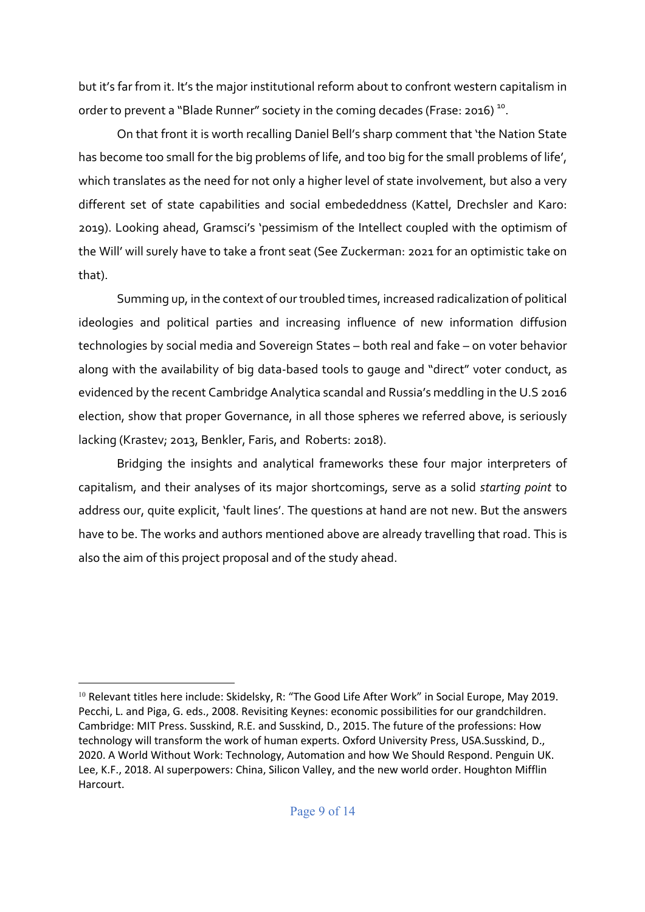but it's far from it. It's the major institutional reform about to confront western capitalism in order to prevent a "Blade Runner" society in the coming decades (Frase: 2016) [10].

On that front it is worth recalling Daniel Bell's sharp comment that 'the Nation State has become too small for the big problems of life, and too big for the small problems of life', which translates as the need for not only a higher level of state involvement, but also a very different set of state capabilities and social embededdness (Kattel, Drechsler and Karo: 2019). Looking ahead, Gramsci's 'pessimism of the Intellect coupled with the optimism of the Will' will surely have to take a front seat (See Zuckerman: 2021 for an optimistic take on that).

Summing up, in the context of our troubled times, increased radicalization of political ideologies and political parties and increasing influence of new information diffusion technologies by social media and Sovereign States – both real and fake – on voter behavior along with the availability of big data-based tools to gauge and "direct" voter conduct, as evidenced by the recent Cambridge Analytica scandal and Russia's meddling in the U.S 2016 election, show that proper Governance, in all those spheres we referred above, is seriously lacking (Krastev; 2013, Benkler, Faris, and Roberts: 2018).

Bridging the insights and analytical frameworks these four major interpreters of capitalism, and their analyses of its major shortcomings, serve as a solid *starting point* to address our, quite explicit, 'fault lines'. The questions at hand are not new. But the answers have to be. The works and authors mentioned above are already travelling that road. This is also the aim of this project proposal and of the study ahead.

---

[10] Relevant titles here include: Skidelsky, R: "The Good Life After Work" in Social Europe, May 2019. Pecchi, L. and Piga, G. eds., 2008. Revisiting Keynes: economic possibilities for our grandchildren. Cambridge: MIT Press. Susskind, R.E. and Susskind, D., 2015. The future of the professions: How technology will transform the work of human experts. Oxford University Press, USA.Susskind, D., 2020. A World Without Work: Technology, Automation and how We Should Respond. Penguin UK. Lee, K.F., 2018. AI superpowers: China, Silicon Valley, and the new world order. Houghton Mifflin Harcourt.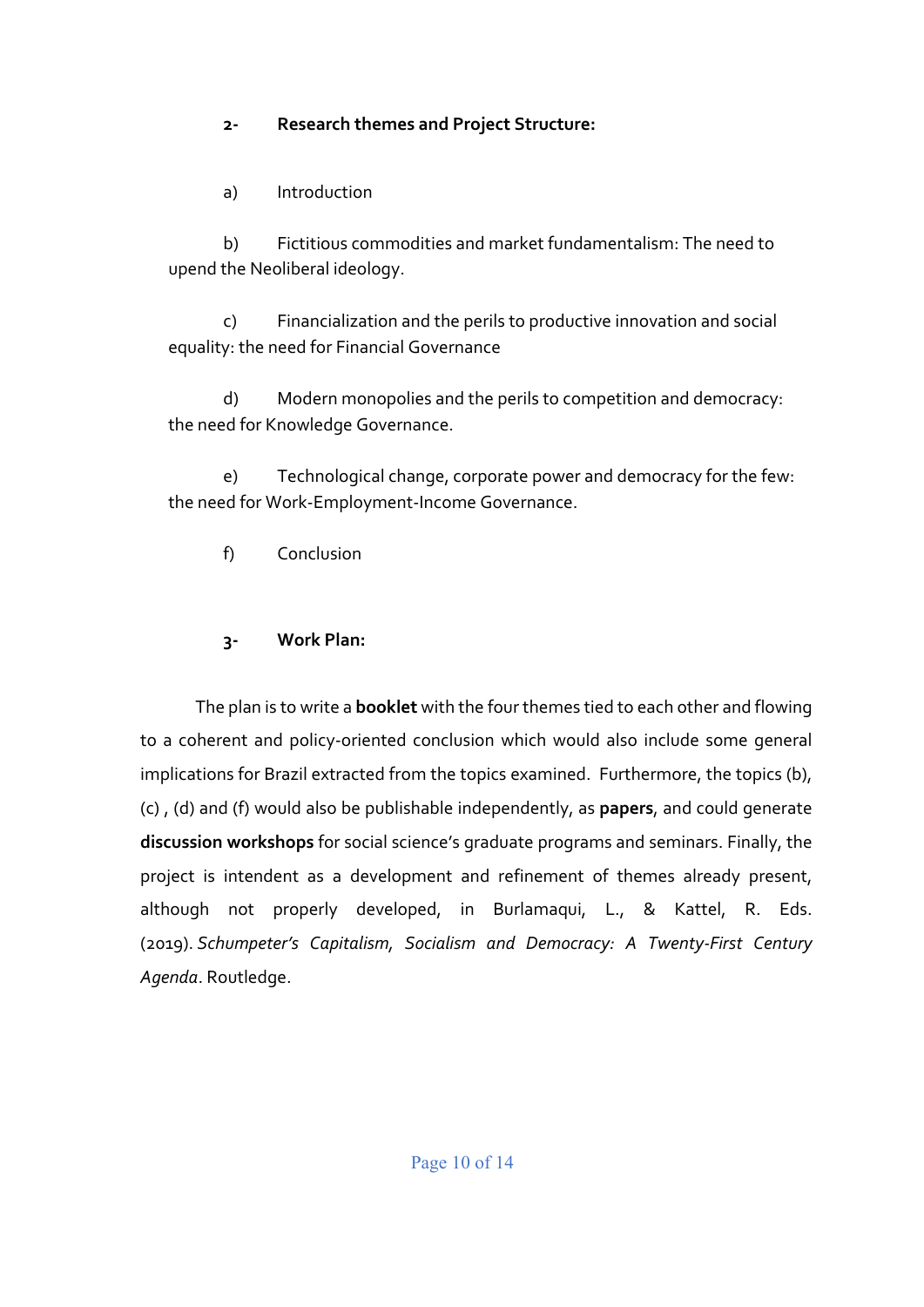## 2- Research themes and Project Structure:

a) Introduction

b) Fictitious commodities and market fundamentalism: The need to upend the Neoliberal ideology.

c) Financialization and the perils to productive innovation and social equality: the need for Financial Governance

d) Modern monopolies and the perils to competition and democracy: the need for Knowledge Governance.

e) Technological change, corporate power and democracy for the few: the need for Work-Employment-Income Governance.

f) Conclusion

## 3- Work Plan:

The plan is to write a **booklet** with the four themes tied to each other and flowing to a coherent and policy-oriented conclusion which would also include some general implications for Brazil extracted from the topics examined. Furthermore, the topics (b), (c) , (d) and (f) would also be publishable independently, as **papers**, and could generate **discussion workshops** for social science's graduate programs and seminars. Finally, the project is intendent as a development and refinement of themes already present, although not properly developed, in Burlamaqui, L., & Kattel, R. Eds. (2019). *Schumpeter's Capitalism, Socialism and Democracy: A Twenty-First Century Agenda*. Routledge.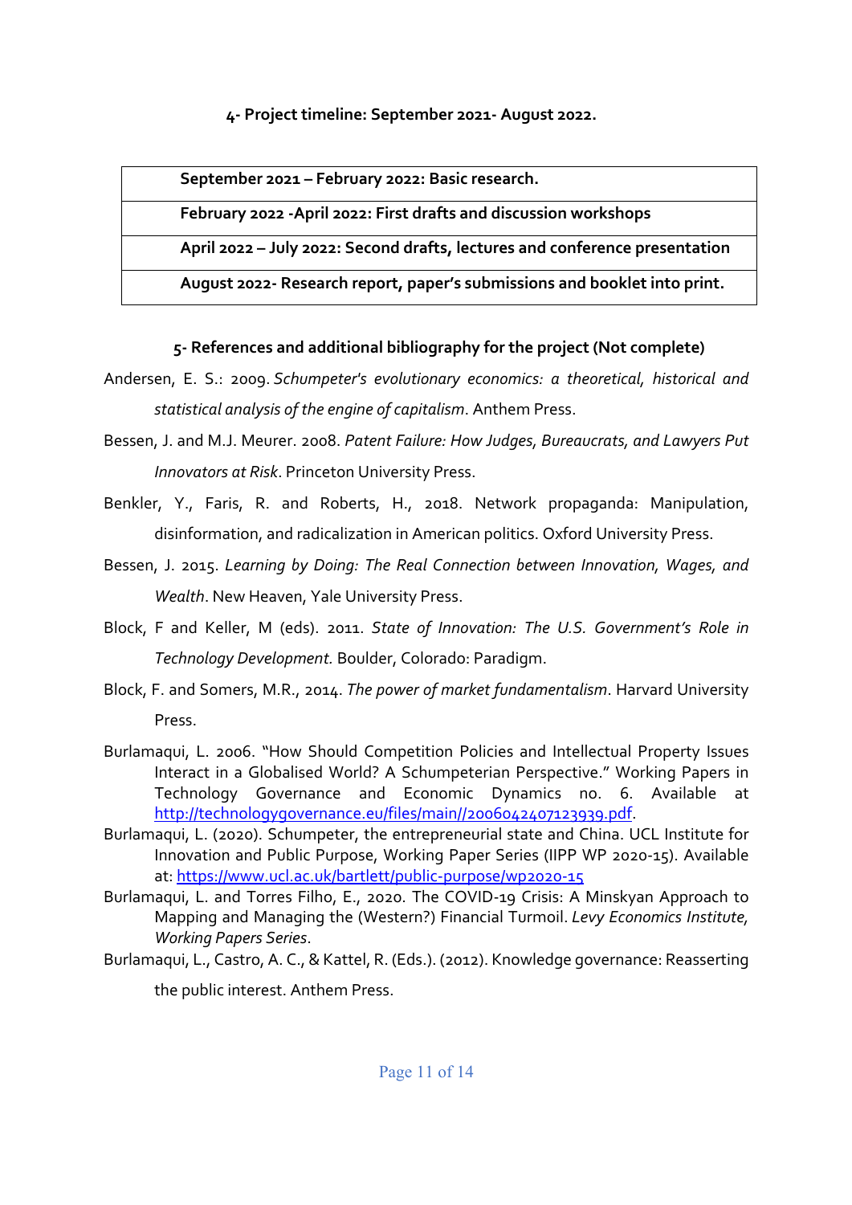**4- Project timeline: September 2021- August 2022.**

| **September 2021 – February 2022: Basic research.** |
|---|
| **February 2022 -April 2022: First drafts and discussion workshops** |
| **April 2022 – July 2022: Second drafts, lectures and conference presentation** |
| **August 2022- Research report, paper's submissions and booklet into print.** |

**5- References and additional bibliography for the project (Not complete)**

Andersen, E. S.: 2009. *Schumpeter's evolutionary economics: a theoretical, historical and statistical analysis of the engine of capitalism*. Anthem Press.

Bessen, J. and M.J. Meurer. 2008. *Patent Failure: How Judges, Bureaucrats, and Lawyers Put Innovators at Risk*. Princeton University Press.

Benkler, Y., Faris, R. and Roberts, H., 2018. Network propaganda: Manipulation, disinformation, and radicalization in American politics. Oxford University Press.

Bessen, J. 2015. *Learning by Doing: The Real Connection between Innovation, Wages, and Wealth*. New Heaven, Yale University Press.

Block, F and Keller, M (eds). 2011. *State of Innovation: The U.S. Government's Role in Technology Development.* Boulder, Colorado: Paradigm.

Block, F. and Somers, M.R., 2014. *The power of market fundamentalism*. Harvard University Press.

Burlamaqui, L. 2006. "How Should Competition Policies and Intellectual Property Issues Interact in a Globalised World? A Schumpeterian Perspective." Working Papers in Technology Governance and Economic Dynamics no. 6. Available at http://technologygovernance.eu/files/main//2006042407123939.pdf.

Burlamaqui, L. (2020). Schumpeter, the entrepreneurial state and China. UCL Institute for Innovation and Public Purpose, Working Paper Series (IIPP WP 2020-15). Available at: https://www.ucl.ac.uk/bartlett/public-purpose/wp2020-15

Burlamaqui, L. and Torres Filho, E., 2020. The COVID-19 Crisis: A Minskyan Approach to Mapping and Managing the (Western?) Financial Turmoil. *Levy Economics Institute, Working Papers Series*.

Burlamaqui, L., Castro, A. C., & Kattel, R. (Eds.). (2012). Knowledge governance: Reasserting the public interest. Anthem Press.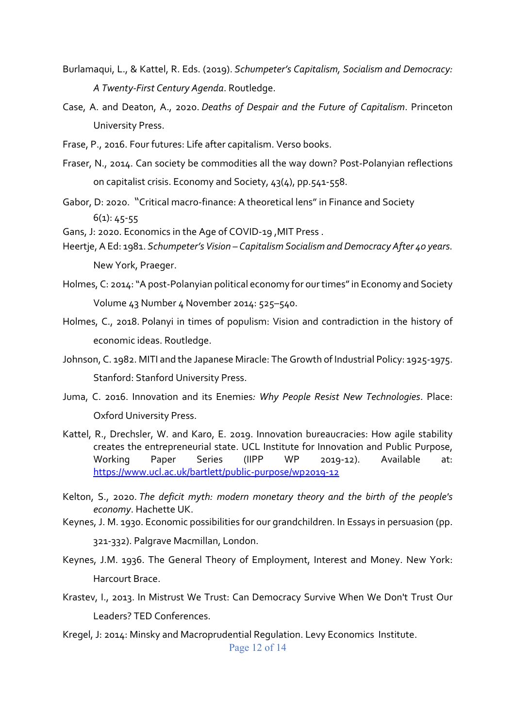Burlamaqui, L., & Kattel, R. Eds. (2019). *Schumpeter's Capitalism, Socialism and Democracy: A Twenty-First Century Agenda*. Routledge.

Case, A. and Deaton, A., 2020. *Deaths of Despair and the Future of Capitalism*. Princeton University Press.

Frase, P., 2016. Four futures: Life after capitalism. Verso books.

Fraser, N., 2014. Can society be commodities all the way down? Post-Polanyian reflections on capitalist crisis. Economy and Society, 43(4), pp.541-558.

Gabor, D: 2020. "Critical macro-finance: A theoretical lens" in Finance and Society 6(1): 45-55

Gans, J: 2020. Economics in the Age of COVID-19 ,MIT Press .

Heertje, A Ed: 1981. *Schumpeter's Vision – Capitalism Socialism and Democracy After 40 years.* New York, Praeger.

Holmes, C: 2014: "A post-Polanyian political economy for our times" in Economy and Society Volume 43 Number 4 November 2014: 525–540.

Holmes, C., 2018. Polanyi in times of populism: Vision and contradiction in the history of economic ideas. Routledge.

Johnson, C. 1982. MITI and the Japanese Miracle: The Growth of Industrial Policy: 1925-1975. Stanford: Stanford University Press.

Juma, C. 2016. Innovation and its Enemies*: Why People Resist New Technologies*. Place: Oxford University Press.

Kattel, R., Drechsler, W. and Karo, E. 2019. Innovation bureaucracies: How agile stability creates the entrepreneurial state. UCL Institute for Innovation and Public Purpose, Working Paper Series (IIPP WP 2019-12). Available at: [https://www.ucl.ac.uk/bartlett/public-purpose/wp2019-12](https://www.ucl.ac.uk/bartlett/public-purpose/wp2019-12)

Kelton, S., 2020. *The deficit myth: modern monetary theory and the birth of the people's economy*. Hachette UK.

Keynes, J. M. 1930. Economic possibilities for our grandchildren. In Essays in persuasion (pp. 321-332). Palgrave Macmillan, London.

Keynes, J.M. 1936. The General Theory of Employment, Interest and Money. New York: Harcourt Brace.

Krastev, I., 2013. In Mistrust We Trust: Can Democracy Survive When We Don't Trust Our Leaders? TED Conferences.

Kregel, J: 2014: Minsky and Macroprudential Regulation. Levy Economics Institute.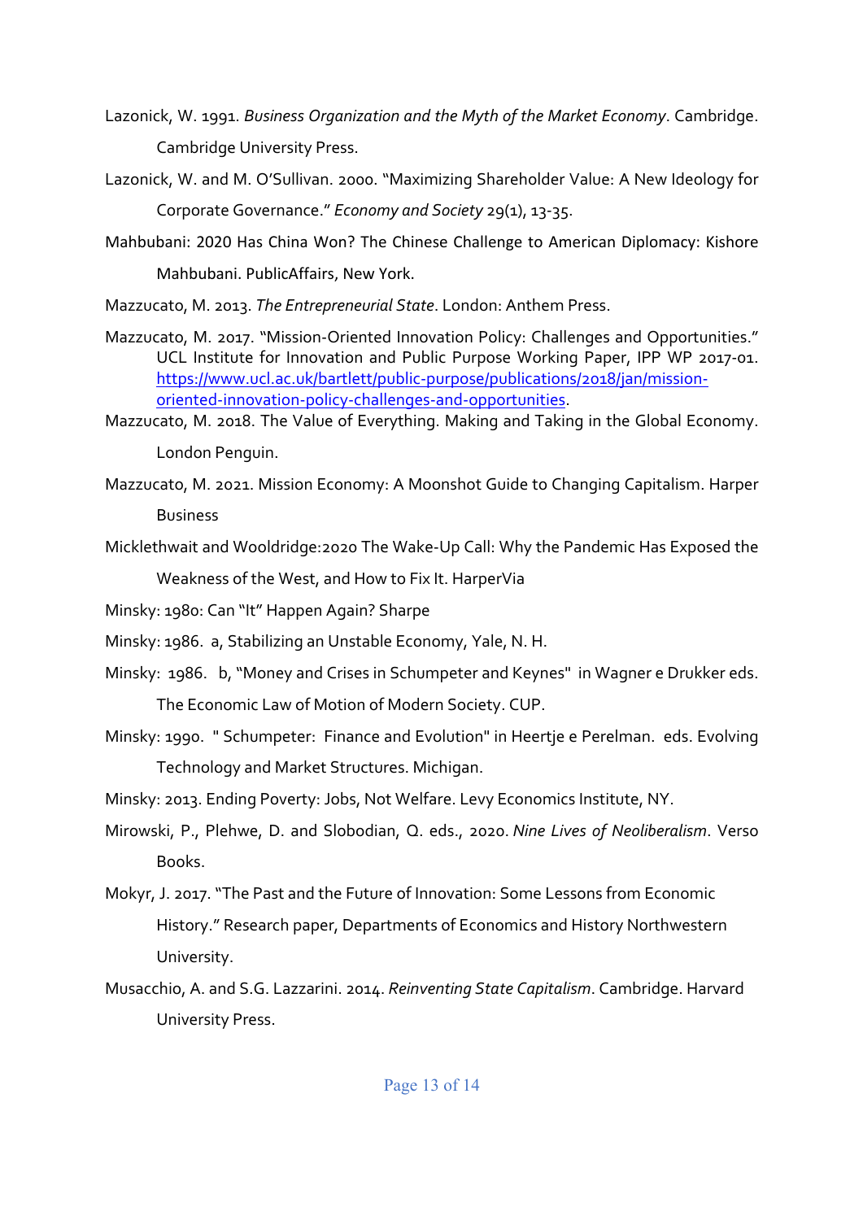Lazonick, W. 1991. *Business Organization and the Myth of the Market Economy*. Cambridge. Cambridge University Press.

Lazonick, W. and M. O'Sullivan. 2000. "Maximizing Shareholder Value: A New Ideology for Corporate Governance." *Economy and Society* 29(1), 13-35.

Mahbubani: 2020 Has China Won? The Chinese Challenge to American Diplomacy: Kishore Mahbubani. PublicAffairs, New York.

Mazzucato, M. 2013. *The Entrepreneurial State*. London: Anthem Press.

Mazzucato, M. 2017. "Mission-Oriented Innovation Policy: Challenges and Opportunities." UCL Institute for Innovation and Public Purpose Working Paper, IPP WP 2017-01. https://www.ucl.ac.uk/bartlett/public-purpose/publications/2018/jan/mission-oriented-innovation-policy-challenges-and-opportunities.

Mazzucato, M. 2018. The Value of Everything. Making and Taking in the Global Economy. London Penguin.

Mazzucato, M. 2021. Mission Economy: A Moonshot Guide to Changing Capitalism. Harper Business

Micklethwait and Wooldridge:2020 The Wake-Up Call: Why the Pandemic Has Exposed the Weakness of the West, and How to Fix It. HarperVia

Minsky: 1980: Can "It" Happen Again? Sharpe

Minsky: 1986. a, Stabilizing an Unstable Economy, Yale, N. H.

Minsky: 1986. b, "Money and Crises in Schumpeter and Keynes" in Wagner e Drukker eds. The Economic Law of Motion of Modern Society. CUP.

Minsky: 1990. " Schumpeter: Finance and Evolution" in Heertje e Perelman. eds. Evolving Technology and Market Structures. Michigan.

Minsky: 2013. Ending Poverty: Jobs, Not Welfare. Levy Economics Institute, NY.

Mirowski, P., Plehwe, D. and Slobodian, Q. eds., 2020. *Nine Lives of Neoliberalism*. Verso Books.

Mokyr, J. 2017. "The Past and the Future of Innovation: Some Lessons from Economic History." Research paper, Departments of Economics and History Northwestern University.

Musacchio, A. and S.G. Lazzarini. 2014. *Reinventing State Capitalism*. Cambridge. Harvard University Press.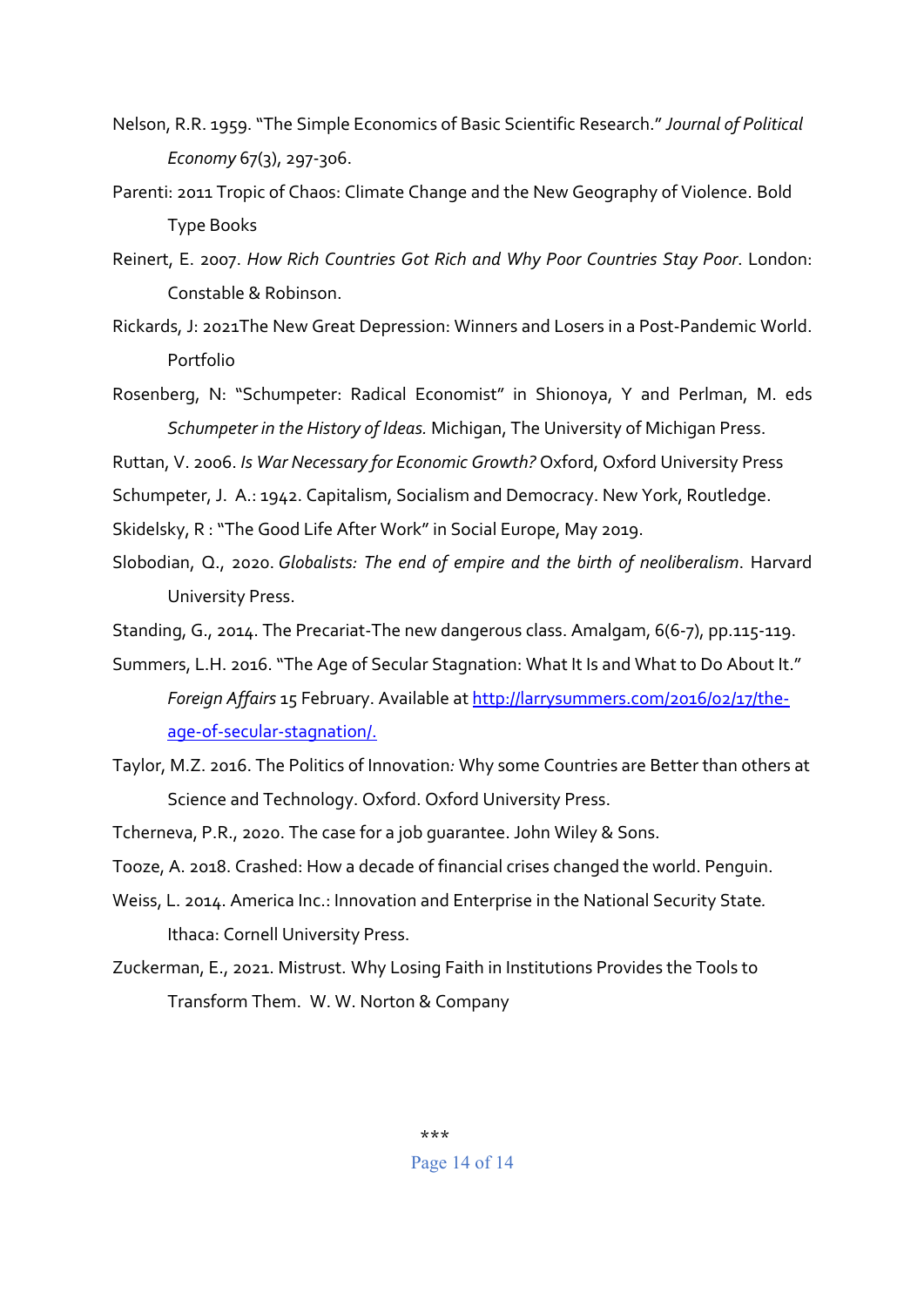Nelson, R.R. 1959. "The Simple Economics of Basic Scientific Research." *Journal of Political Economy* 67(3), 297-306.

Parenti: 2011 Tropic of Chaos: Climate Change and the New Geography of Violence. Bold Type Books

Reinert, E. 2007. *How Rich Countries Got Rich and Why Poor Countries Stay Poor*. London: Constable & Robinson.

Rickards, J: 2021The New Great Depression: Winners and Losers in a Post-Pandemic World. Portfolio

Rosenberg, N: "Schumpeter: Radical Economist" in Shionoya, Y and Perlman, M. eds *Schumpeter in the History of Ideas.* Michigan, The University of Michigan Press.

Ruttan, V. 2006. *Is War Necessary for Economic Growth?* Oxford, Oxford University Press

Schumpeter, J. A.: 1942. Capitalism, Socialism and Democracy. New York, Routledge.

Skidelsky, R : "The Good Life After Work" in Social Europe, May 2019.

Slobodian, Q., 2020. *Globalists: The end of empire and the birth of neoliberalism*. Harvard University Press.

Standing, G., 2014. The Precariat-The new dangerous class. Amalgam, 6(6-7), pp.115-119.

Summers, L.H. 2016. "The Age of Secular Stagnation: What It Is and What to Do About It." *Foreign Affairs* 15 February. Available at [http://larrysummers.com/2016/02/17/the-age-of-secular-stagnation/.](http://larrysummers.com/2016/02/17/the-age-of-secular-stagnation/)

Taylor, M.Z. 2016. The Politics of Innovation*:* Why some Countries are Better than others at Science and Technology. Oxford. Oxford University Press.

Tcherneva, P.R., 2020. The case for a job guarantee. John Wiley & Sons.

Tooze, A. 2018. Crashed: How a decade of financial crises changed the world. Penguin.

Weiss, L. 2014. America Inc.: Innovation and Enterprise in the National Security State*.* Ithaca: Cornell University Press.

Zuckerman, E., 2021. Mistrust. Why Losing Faith in Institutions Provides the Tools to Transform Them. W. W. Norton & Company

***